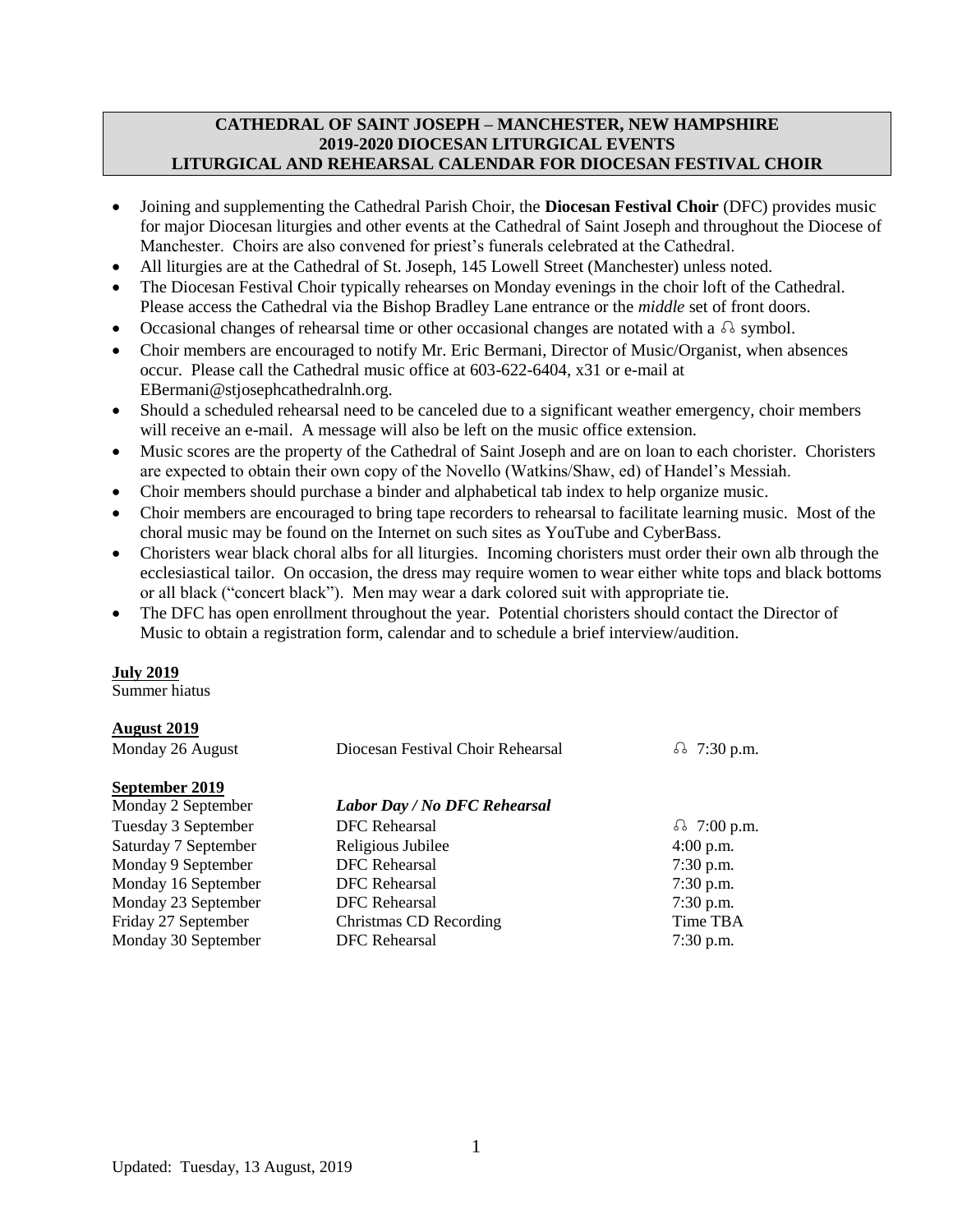**CATHEDRAL OF SAINT JOSEPH – MANCHESTER, NEW HAMPSHIRE**
**2019-2020 DIOCESAN LITURGICAL EVENTS**
**LITURGICAL AND REHEARSAL CALENDAR FOR DIOCESAN FESTIVAL CHOIR**

- Joining and supplementing the Cathedral Parish Choir, the **Diocesan Festival Choir** (DFC) provides music for major Diocesan liturgies and other events at the Cathedral of Saint Joseph and throughout the Diocese of Manchester. Choirs are also convened for priest's funerals celebrated at the Cathedral.
- All liturgies are at the Cathedral of St. Joseph, 145 Lowell Street (Manchester) unless noted.
- The Diocesan Festival Choir typically rehearses on Monday evenings in the choir loft of the Cathedral. Please access the Cathedral via the Bishop Bradley Lane entrance or the *middle* set of front doors.
- Occasional changes of rehearsal time or other occasional changes are notated with a ♫ symbol.
- Choir members are encouraged to notify Mr. Eric Bermani, Director of Music/Organist, when absences occur. Please call the Cathedral music office at 603-622-6404, x31 or e-mail at EBermani@stjosephcathedralnh.org.
- Should a scheduled rehearsal need to be canceled due to a significant weather emergency, choir members will receive an e-mail. A message will also be left on the music office extension.
- Music scores are the property of the Cathedral of Saint Joseph and are on loan to each chorister. Choristers are expected to obtain their own copy of the Novello (Watkins/Shaw, ed) of Handel's Messiah.
- Choir members should purchase a binder and alphabetical tab index to help organize music.
- Choir members are encouraged to bring tape recorders to rehearsal to facilitate learning music. Most of the choral music may be found on the Internet on such sites as YouTube and CyberBass.
- Choristers wear black choral albs for all liturgies. Incoming choristers must order their own alb through the ecclesiastical tailor. On occasion, the dress may require women to wear either white tops and black bottoms or all black ("concert black"). Men may wear a dark colored suit with appropriate tie.
- The DFC has open enrollment throughout the year. Potential choristers should contact the Director of Music to obtain a registration form, calendar and to schedule a brief interview/audition.

**July 2019**

Summer hiatus

**August 2019**

| | | |
|---|---|---|
| Monday 26 August | Diocesan Festival Choir Rehearsal | ♫ 7:30 p.m. |

**September 2019**

| | | |
|---|---|---|
| Monday 2 September | ***Labor Day / No DFC Rehearsal*** | |
| Tuesday 3 September | DFC Rehearsal | ♫ 7:00 p.m. |
| Saturday 7 September | Religious Jubilee | 4:00 p.m. |
| Monday 9 September | DFC Rehearsal | 7:30 p.m. |
| Monday 16 September | DFC Rehearsal | 7:30 p.m. |
| Monday 23 September | DFC Rehearsal | 7:30 p.m. |
| Friday 27 September | Christmas CD Recording | Time TBA |
| Monday 30 September | DFC Rehearsal | 7:30 p.m. |

Updated: Tuesday, 13 August, 2019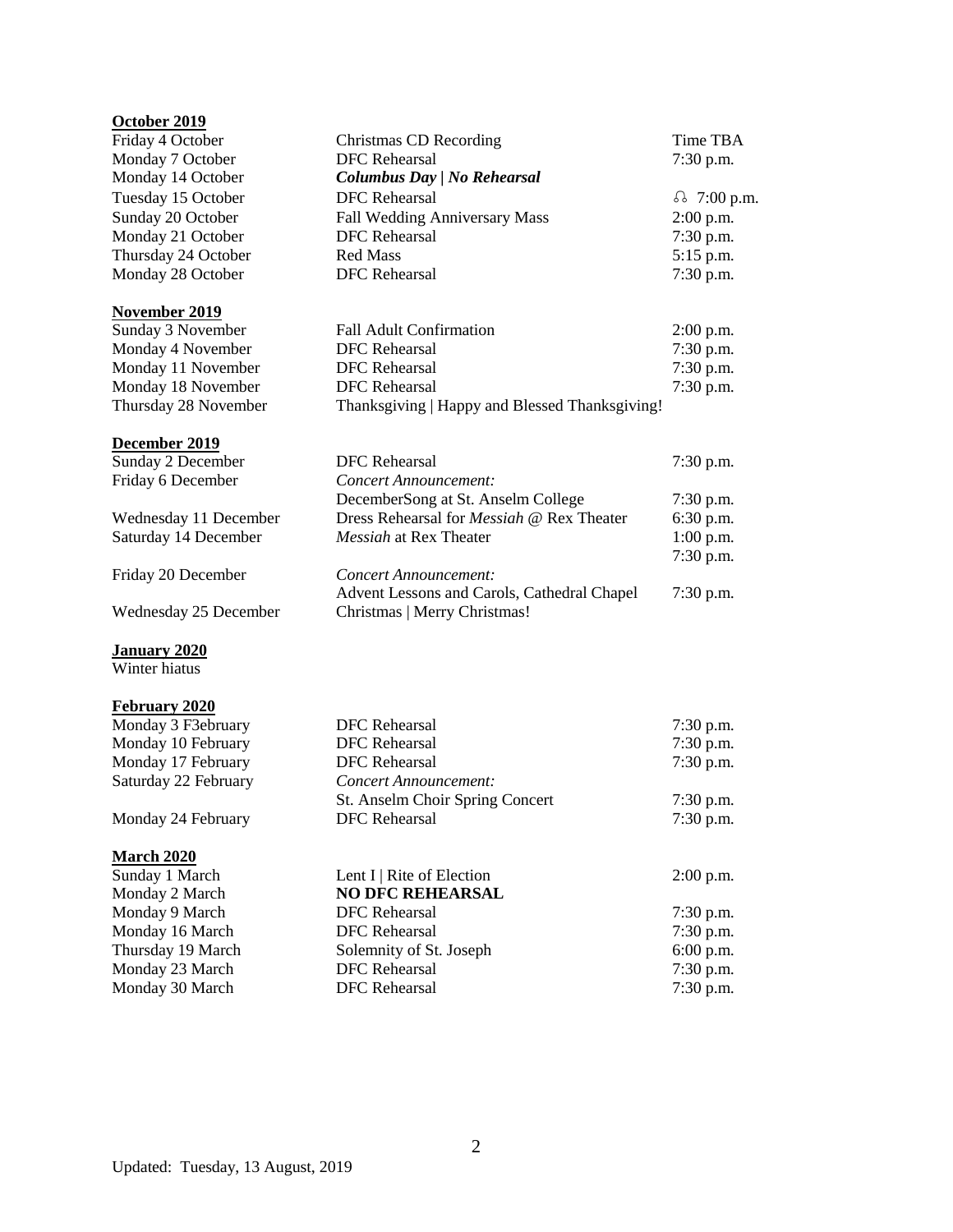**October 2019**

| | | |
|---|---|---|
| Friday 4 October | Christmas CD Recording | Time TBA |
| Monday 7 October | DFC Rehearsal | 7:30 p.m. |
| Monday 14 October | ***Columbus Day \| No Rehearsal*** | |
| Tuesday 15 October | DFC Rehearsal | ♫ 7:00 p.m. |
| Sunday 20 October | Fall Wedding Anniversary Mass | 2:00 p.m. |
| Monday 21 October | DFC Rehearsal | 7:30 p.m. |
| Thursday 24 October | Red Mass | 5:15 p.m. |
| Monday 28 October | DFC Rehearsal | 7:30 p.m. |

**November 2019**

| | | |
|---|---|---|
| Sunday 3 November | Fall Adult Confirmation | 2:00 p.m. |
| Monday 4 November | DFC Rehearsal | 7:30 p.m. |
| Monday 11 November | DFC Rehearsal | 7:30 p.m. |
| Monday 18 November | DFC Rehearsal | 7:30 p.m. |
| Thursday 28 November | Thanksgiving \| Happy and Blessed Thanksgiving! | |

**December 2019**

| | | |
|---|---|---|
| Sunday 2 December | DFC Rehearsal | 7:30 p.m. |
| Friday 6 December | *Concert Announcement:* DecemberSong at St. Anselm College | 7:30 p.m. |
| Wednesday 11 December | Dress Rehearsal for *Messiah* @ Rex Theater | 6:30 p.m. |
| Saturday 14 December | *Messiah* at Rex Theater | 1:00 p.m. 7:30 p.m. |
| Friday 20 December | *Concert Announcement:* Advent Lessons and Carols, Cathedral Chapel | 7:30 p.m. |
| Wednesday 25 December | Christmas \| Merry Christmas! | |

**January 2020**

Winter hiatus

**February 2020**

| | | |
|---|---|---|
| Monday 3 F3ebruary | DFC Rehearsal | 7:30 p.m. |
| Monday 10 February | DFC Rehearsal | 7:30 p.m. |
| Monday 17 February | DFC Rehearsal | 7:30 p.m. |
| Saturday 22 February | *Concert Announcement:* St. Anselm Choir Spring Concert | 7:30 p.m. |
| Monday 24 February | DFC Rehearsal | 7:30 p.m. |

**March 2020**

| | | |
|---|---|---|
| Sunday 1 March | Lent I \| Rite of Election | 2:00 p.m. |
| Monday 2 March | **NO DFC REHEARSAL** | |
| Monday 9 March | DFC Rehearsal | 7:30 p.m. |
| Monday 16 March | DFC Rehearsal | 7:30 p.m. |
| Thursday 19 March | Solemnity of St. Joseph | 6:00 p.m. |
| Monday 23 March | DFC Rehearsal | 7:30 p.m. |
| Monday 30 March | DFC Rehearsal | 7:30 p.m. |

Updated: Tuesday, 13 August, 2019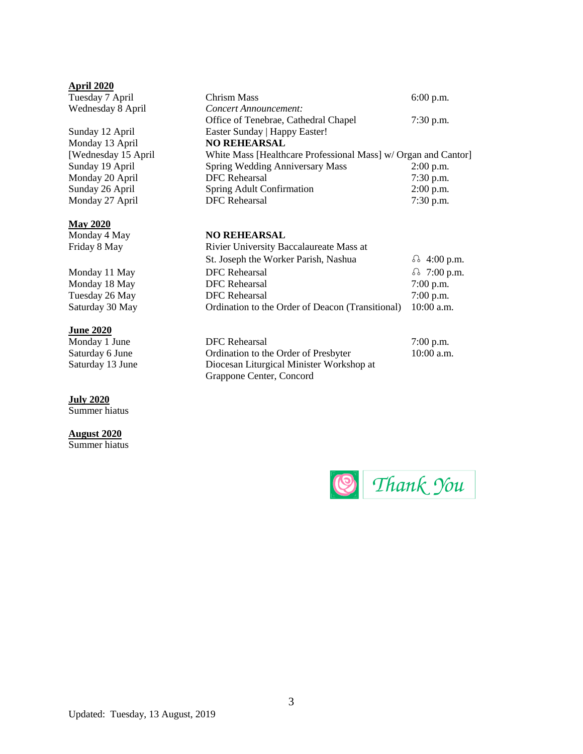**April 2020**

| | | |
|---|---|---|
| Tuesday 7 April | Chrism Mass | 6:00 p.m. |
| Wednesday 8 April | *Concert Announcement:* | |
| | Office of Tenebrae, Cathedral Chapel | 7:30 p.m. |
| Sunday 12 April | Easter Sunday \| Happy Easter! | |
| Monday 13 April | **NO REHEARSAL** | |
| [Wednesday 15 April | White Mass [Healthcare Professional Mass] w/ Organ and Cantor] | |
| Sunday 19 April | Spring Wedding Anniversary Mass | 2:00 p.m. |
| Monday 20 April | DFC Rehearsal | 7:30 p.m. |
| Sunday 26 April | Spring Adult Confirmation | 2:00 p.m. |
| Monday 27 April | DFC Rehearsal | 7:30 p.m. |

**May 2020**

| | | |
|---|---|---|
| Monday 4 May | **NO REHEARSAL** | |
| Friday 8 May | Rivier University Baccalaureate Mass at | |
| | St. Joseph the Worker Parish, Nashua | ♫ 4:00 p.m. |
| Monday 11 May | DFC Rehearsal | ♫ 7:00 p.m. |
| Monday 18 May | DFC Rehearsal | 7:00 p.m. |
| Tuesday 26 May | DFC Rehearsal | 7:00 p.m. |
| Saturday 30 May | Ordination to the Order of Deacon (Transitional) | 10:00 a.m. |

**June 2020**

| | | |
|---|---|---|
| Monday 1 June | DFC Rehearsal | 7:00 p.m. |
| Saturday 6 June | Ordination to the Order of Presbyter | 10:00 a.m. |
| Saturday 13 June | Diocesan Liturgical Minister Workshop at | |
| | Grappone Center, Concord | |

**July 2020**

Summer hiatus

**August 2020**

Summer hiatus

Thank You

Updated: Tuesday, 13 August, 2019